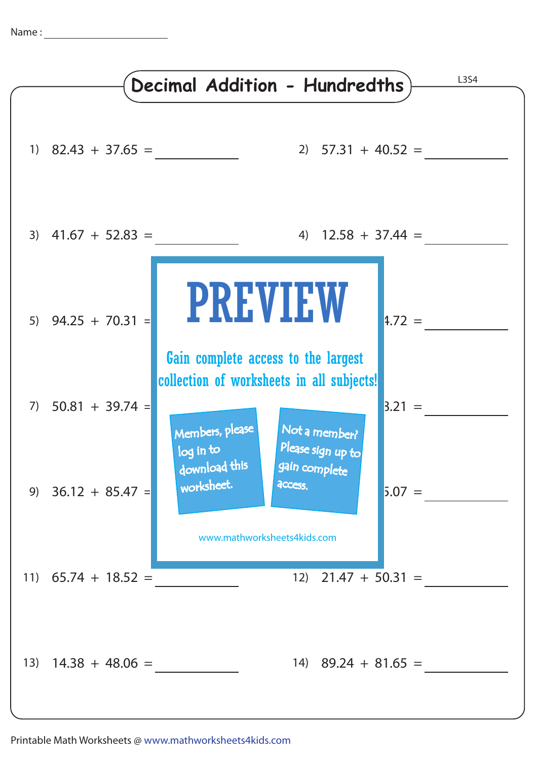Name : ____________________

# Decimal Addition - Hundredths

L3S4

1) 82.43 + 37.65 = __________

2) 57.31 + 40.52 = __________

3) 41.67 + 52.83 = __________

4) 12.58 + 37.44 = __________

5) 94.25 + 70.31 = __________

6) 4.72 = __________

7) 50.81 + 39.74 = __________

8) 3.21 = __________

9) 36.12 + 85.47 = __________

10) 5.07 = __________

11) 65.74 + 18.52 = __________

12) 21.47 + 50.31 = __________

13) 14.38 + 48.06 = __________

14) 89.24 + 81.65 = __________

PREVIEW

Gain complete access to the largest collection of worksheets in all subjects!

Members, please log in to download this worksheet.

Not a member? Please sign up to gain complete access.

www.mathworksheets4kids.com

Printable Math Worksheets @ www.mathworksheets4kids.com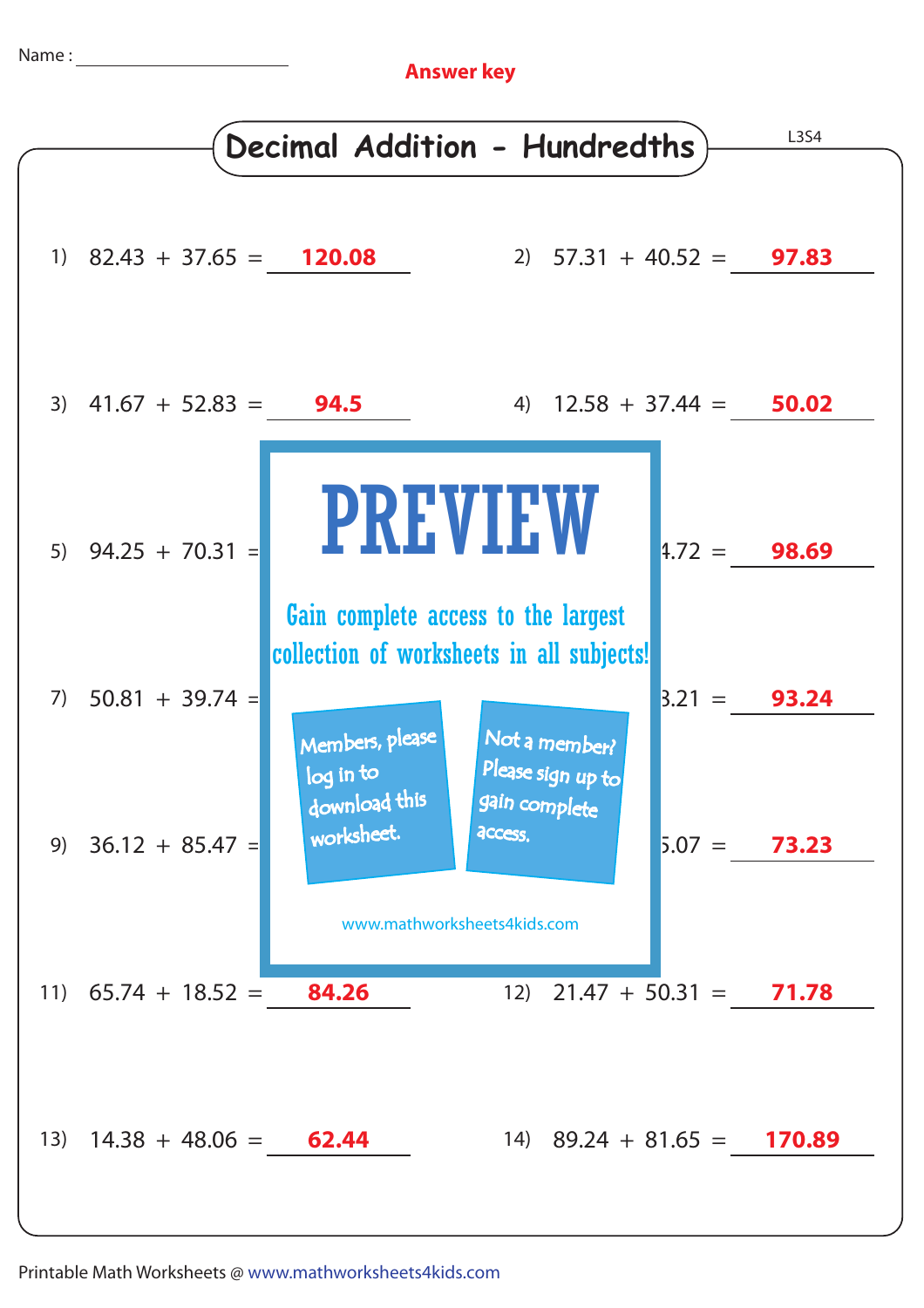Name : ____________________

**Answer key**

# Decimal Addition - Hundredths

L3S4

1) $82.43 + 37.65 =$ **120.08**

2) $57.31 + 40.52 =$ **97.83**

3) $41.67 + 52.83 =$ **94.5**

4) $12.58 + 37.44 =$ **50.02**

5) $94.25 + 70.31 =$

6) 4.72 = **98.69**

7) $50.81 + 39.74 =$

8) 3.21 = **93.24**

9) $36.12 + 85.47 =$

10) 5.07 = **73.23**

11) $65.74 + 18.52 =$ **84.26**

12) $21.47 + 50.31 =$ **71.78**

13) $14.38 + 48.06 =$ **62.44**

14) $89.24 + 81.65 =$ **170.89**

PREVIEW

Gain complete access to the largest collection of worksheets in all subjects!

Members, please log in to download this worksheet.

Not a member? Please sign up to gain complete access.

www.mathworksheets4kids.com

Printable Math Worksheets @ www.mathworksheets4kids.com